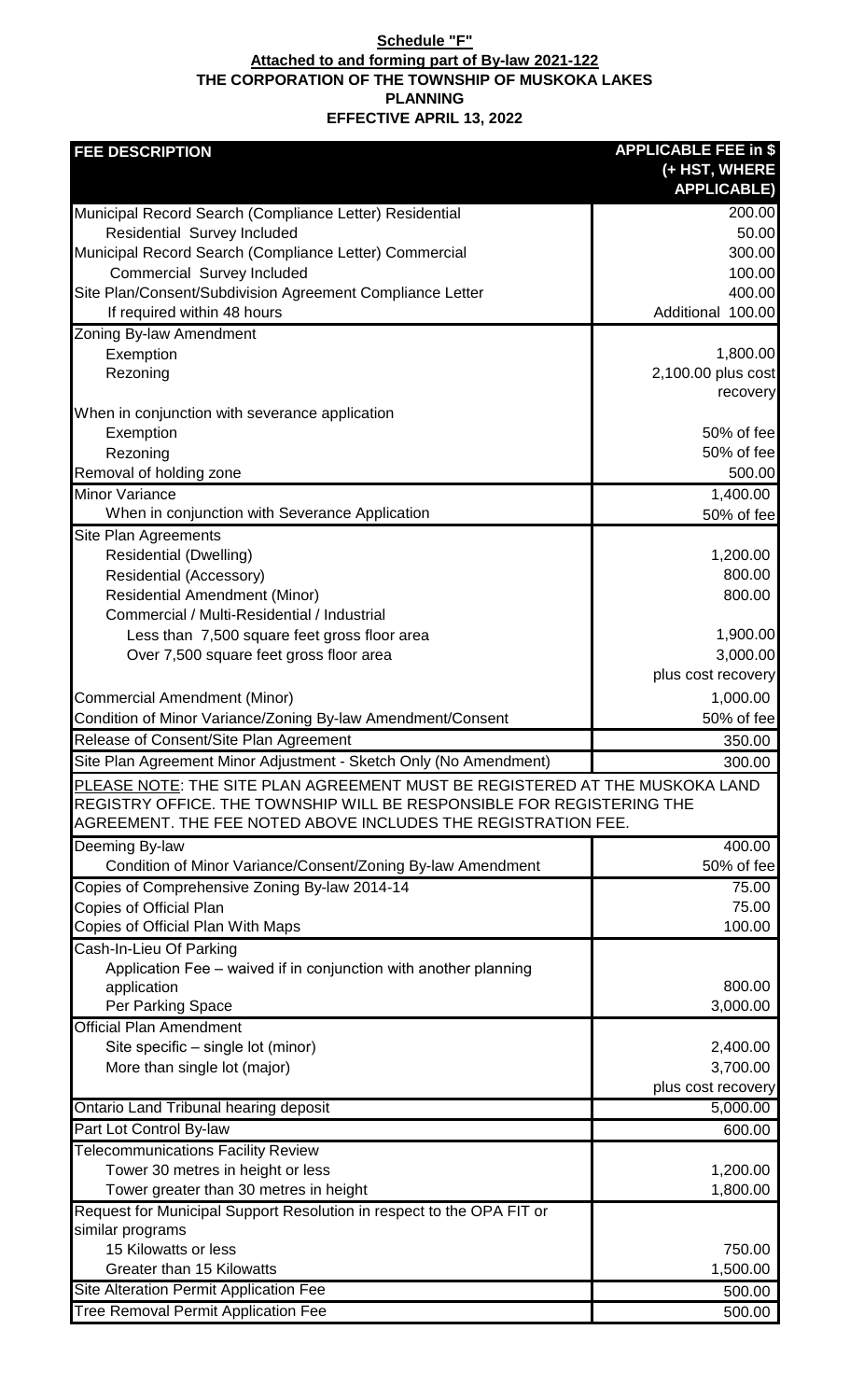**Schedule "F"**

**Attached to and forming part of By-law 2021-122**

**THE CORPORATION OF THE TOWNSHIP OF MUSKOKA LAKES**

**PLANNING**

**EFFECTIVE APRIL 13, 2022**

| FEE DESCRIPTION | APPLICABLE FEE in $ (+ HST, WHERE APPLICABLE) |
|---|---|
| Municipal Record Search (Compliance Letter) Residential | 200.00 |
| Residential Survey Included | 50.00 |
| Municipal Record Search (Compliance Letter) Commercial | 300.00 |
| Commercial Survey Included | 100.00 |
| Site Plan/Consent/Subdivision Agreement Compliance Letter | 400.00 |
| If required within 48 hours | Additional 100.00 |
| Zoning By-law Amendment | |
| Exemption | 1,800.00 |
| Rezoning | 2,100.00 plus cost recovery |
| When in conjunction with severance application | |
| Exemption | 50% of fee |
| Rezoning | 50% of fee |
| Removal of holding zone | 500.00 |
| Minor Variance | 1,400.00 |
| When in conjunction with Severance Application | 50% of fee |
| Site Plan Agreements | |
| Residential (Dwelling) | 1,200.00 |
| Residential (Accessory) | 800.00 |
| Residential Amendment (Minor) | 800.00 |
| Commercial / Multi-Residential / Industrial | |
| Less than 7,500 square feet gross floor area | 1,900.00 |
| Over 7,500 square feet gross floor area | 3,000.00 |
| | plus cost recovery |
| Commercial Amendment (Minor) | 1,000.00 |
| Condition of Minor Variance/Zoning By-law Amendment/Consent | 50% of fee |
| Release of Consent/Site Plan Agreement | 350.00 |
| Site Plan Agreement Minor Adjustment - Sketch Only (No Amendment) | 300.00 |
| PLEASE NOTE: THE SITE PLAN AGREEMENT MUST BE REGISTERED AT THE MUSKOKA LAND REGISTRY OFFICE. THE TOWNSHIP WILL BE RESPONSIBLE FOR REGISTERING THE AGREEMENT. THE FEE NOTED ABOVE INCLUDES THE REGISTRATION FEE. | |
| Deeming By-law | 400.00 |
| Condition of Minor Variance/Consent/Zoning By-law Amendment | 50% of fee |
| Copies of Comprehensive Zoning By-law 2014-14 | 75.00 |
| Copies of Official Plan | 75.00 |
| Copies of Official Plan With Maps | 100.00 |
| Cash-In-Lieu Of Parking | |
| Application Fee – waived if in conjunction with another planning application | 800.00 |
| Per Parking Space | 3,000.00 |
| Official Plan Amendment | |
| Site specific – single lot (minor) | 2,400.00 |
| More than single lot (major) | 3,700.00 |
| | plus cost recovery |
| Ontario Land Tribunal hearing deposit | 5,000.00 |
| Part Lot Control By-law | 600.00 |
| Telecommunications Facility Review | |
| Tower 30 metres in height or less | 1,200.00 |
| Tower greater than 30 metres in height | 1,800.00 |
| Request for Municipal Support Resolution in respect to the OPA FIT or similar programs | |
| 15 Kilowatts or less | 750.00 |
| Greater than 15 Kilowatts | 1,500.00 |
| Site Alteration Permit Application Fee | 500.00 |
| Tree Removal Permit Application Fee | 500.00 |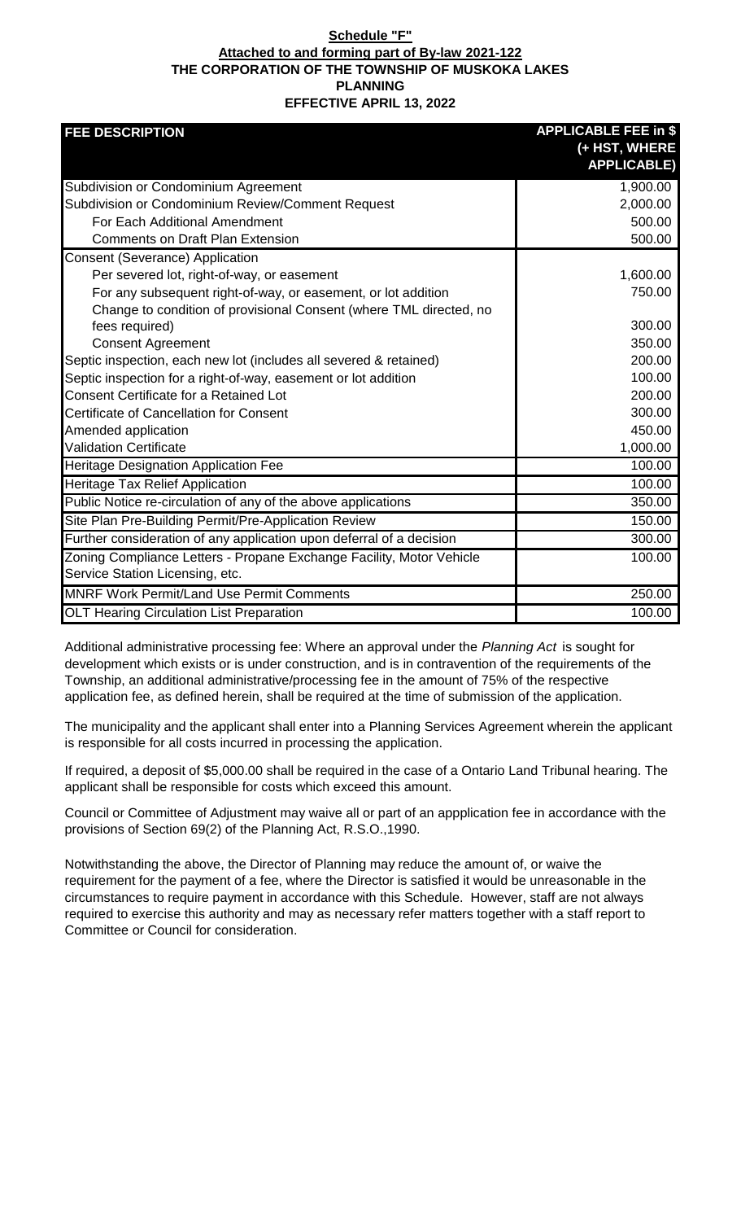**Schedule "F"**

**Attached to and forming part of By-law 2021-122**

**THE CORPORATION OF THE TOWNSHIP OF MUSKOKA LAKES**

**PLANNING**

**EFFECTIVE APRIL 13, 2022**

| FEE DESCRIPTION | APPLICABLE FEE in $ (+ HST, WHERE APPLICABLE) |
|---|---|
| Subdivision or Condominium Agreement | 1,900.00 |
| Subdivision or Condominium Review/Comment Request | 2,000.00 |
| For Each Additional Amendment | 500.00 |
| Comments on Draft Plan Extension | 500.00 |
| Consent (Severance) Application | |
| Per severed lot, right-of-way, or easement | 1,600.00 |
| For any subsequent right-of-way, or easement, or lot addition | 750.00 |
| Change to condition of provisional Consent (where TML directed, no fees required) | 300.00 |
| Consent Agreement | 350.00 |
| Septic inspection, each new lot (includes all severed & retained) | 200.00 |
| Septic inspection for a right-of-way, easement or lot addition | 100.00 |
| Consent Certificate for a Retained Lot | 200.00 |
| Certificate of Cancellation for Consent | 300.00 |
| Amended application | 450.00 |
| Validation Certificate | 1,000.00 |
| Heritage Designation Application Fee | 100.00 |
| Heritage Tax Relief Application | 100.00 |
| Public Notice re-circulation of any of the above applications | 350.00 |
| Site Plan Pre-Building Permit/Pre-Application Review | 150.00 |
| Further consideration of any application upon deferral of a decision | 300.00 |
| Zoning Compliance Letters - Propane Exchange Facility, Motor Vehicle Service Station Licensing, etc. | 100.00 |
| MNRF Work Permit/Land Use Permit Comments | 250.00 |
| OLT Hearing Circulation List Preparation | 100.00 |

Additional administrative processing fee: Where an approval under the *Planning Act* is sought for development which exists or is under construction, and is in contravention of the requirements of the Township, an additional administrative/processing fee in the amount of 75% of the respective application fee, as defined herein, shall be required at the time of submission of the application.

The municipality and the applicant shall enter into a Planning Services Agreement wherein the applicant is responsible for all costs incurred in processing the application.

If required, a deposit of $5,000.00 shall be required in the case of a Ontario Land Tribunal hearing. The applicant shall be responsible for costs which exceed this amount.

Council or Committee of Adjustment may waive all or part of an appplication fee in accordance with the provisions of Section 69(2) of the Planning Act, R.S.O.,1990.

Notwithstanding the above, the Director of Planning may reduce the amount of, or waive the requirement for the payment of a fee, where the Director is satisfied it would be unreasonable in the circumstances to require payment in accordance with this Schedule. However, staff are not always required to exercise this authority and may as necessary refer matters together with a staff report to Committee or Council for consideration.